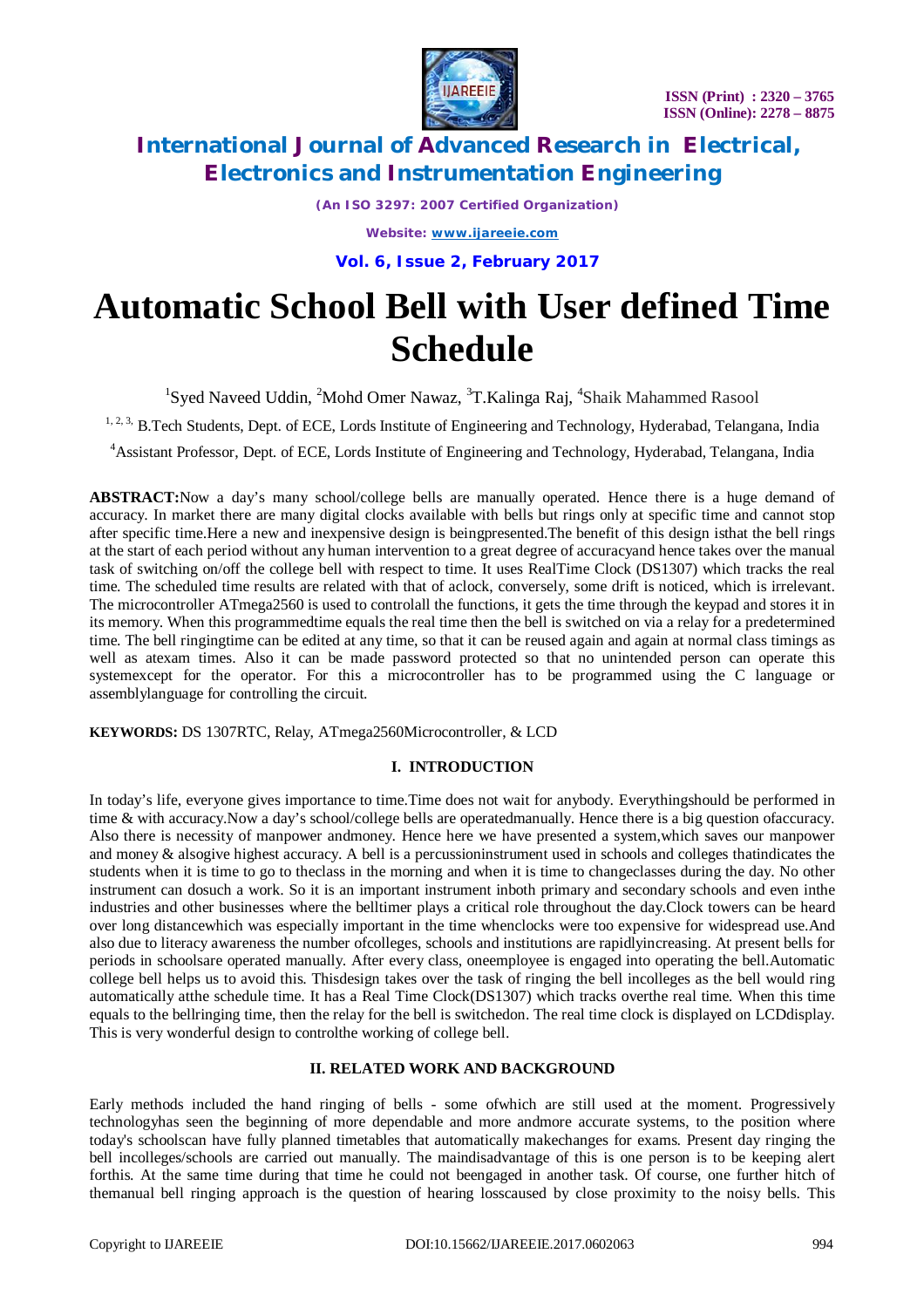# Automatic School Bell with User defined Time Schedule

[1]Syed Naveed Uddin, [2]Mohd Omer Nawaz, [3]T.Kalinga Raj, [4]Shaik Mahammed Rasool

[1, 2, 3] B.Tech Students, Dept. of ECE, Lords Institute of Engineering and Technology, Hyderabad, Telangana, India

[4]Assistant Professor, Dept. of ECE, Lords Institute of Engineering and Technology, Hyderabad, Telangana, India

**ABSTRACT:**Now a day's many school/college bells are manually operated. Hence there is a huge demand of accuracy. In market there are many digital clocks available with bells but rings only at specific time and cannot stop after specific time.Here a new and inexpensive design is beingpresented.The benefit of this design isthat the bell rings at the start of each period without any human intervention to a great degree of accuracyand hence takes over the manual task of switching on/off the college bell with respect to time. It uses RealTime Clock (DS1307) which tracks the real time. The scheduled time results are related with that of aclock, conversely, some drift is noticed, which is irrelevant. The microcontroller ATmega2560 is used to controlall the functions, it gets the time through the keypad and stores it in its memory. When this programmedtime equals the real time then the bell is switched on via a relay for a predetermined time. The bell ringingtime can be edited at any time, so that it can be reused again and again at normal class timings as well as atexam times. Also it can be made password protected so that no unintended person can operate this systemexcept for the operator. For this a microcontroller has to be programmed using the C language or assemblylanguage for controlling the circuit.

**KEYWORDS:** DS 1307RTC, Relay, ATmega2560Microcontroller, & LCD

## I. INTRODUCTION

In today's life, everyone gives importance to time.Time does not wait for anybody. Everythingshould be performed in time & with accuracy.Now a day's school/college bells are operatedmanually. Hence there is a big question ofaccuracy. Also there is necessity of manpower andmoney. Hence here we have presented a system,which saves our manpower and money & alsogive highest accuracy. A bell is a percussioninstrument used in schools and colleges thatindicates the students when it is time to go to theclass in the morning and when it is time to changeclasses during the day. No other instrument can dosuch a work. So it is an important instrument inboth primary and secondary schools and even inthe industries and other businesses where the belltimer plays a critical role throughout the day.Clock towers can be heard over long distancewhich was especially important in the time whenclocks were too expensive for widespread use.And also due to literacy awareness the number ofcolleges, schools and institutions are rapidlyincreasing. At present bells for periods in schoolsare operated manually. After every class, oneemployee is engaged into operating the bell.Automatic college bell helps us to avoid this. Thisdesign takes over the task of ringing the bell incolleges as the bell would ring automatically atthe schedule time. It has a Real Time Clock(DS1307) which tracks overthe real time. When this time equals to the bellringing time, then the relay for the bell is switchedon. The real time clock is displayed on LCDdisplay. This is very wonderful design to controlthe working of college bell.

## II. RELATED WORK AND BACKGROUND

Early methods included the hand ringing of bells - some ofwhich are still used at the moment. Progressively technologyhas seen the beginning of more dependable and more andmore accurate systems, to the position where today's schoolscan have fully planned timetables that automatically makechanges for exams. Present day ringing the bell incolleges/schools are carried out manually. The maindisadvantage of this is one person is to be keeping alert forthis. At the same time during that time he could not beengaged in another task. Of course, one further hitch of themanual bell ringing approach is the question of hearing losscaused by close proximity to the noisy bells. This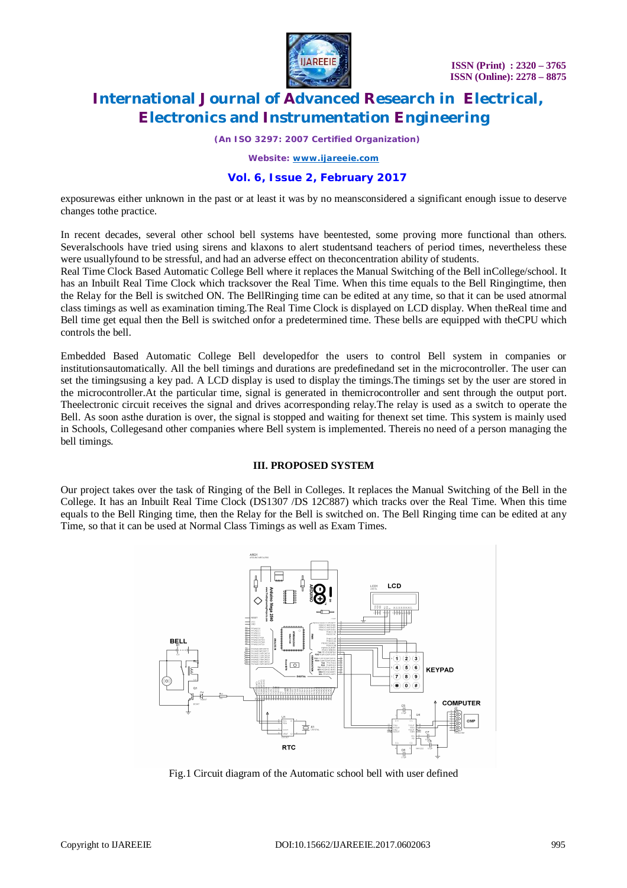exposurewas either unknown in the past or at least it was by no meansconsidered a significant enough issue to deserve changes tothe practice.

In recent decades, several other school bell systems have beentested, some proving more functional than others. Severalschools have tried using sirens and klaxons to alert studentsand teachers of period times, nevertheless these were usuallyfound to be stressful, and had an adverse effect on theconcentration ability of students.
Real Time Clock Based Automatic College Bell where it replaces the Manual Switching of the Bell inCollege/school. It has an Inbuilt Real Time Clock which tracksover the Real Time. When this time equals to the Bell Ringingtime, then the Relay for the Bell is switched ON. The BellRinging time can be edited at any time, so that it can be used atnormal class timings as well as examination timing.The Real Time Clock is displayed on LCD display. When theReal time and Bell time get equal then the Bell is switched onfor a predetermined time. These bells are equipped with theCPU which controls the bell.

Embedded Based Automatic College Bell developedfor the users to control Bell system in companies or institutionsautomatically. All the bell timings and durations are predefinedand set in the microcontroller. The user can set the timingsusing a key pad. A LCD display is used to display the timings.The timings set by the user are stored in the microcontroller.At the particular time, signal is generated in themicrocontroller and sent through the output port. Theelectronic circuit receives the signal and drives acorresponding relay.The relay is used as a switch to operate the Bell. As soon asthe duration is over, the signal is stopped and waiting for thenext set time. This system is mainly used in Schools, Collegesand other companies where Bell system is implemented. Thereis no need of a person managing the bell timings.

## III. PROPOSED SYSTEM

Our project takes over the task of Ringing of the Bell in Colleges. It replaces the Manual Switching of the Bell in the College. It has an Inbuilt Real Time Clock (DS1307 /DS 12C887) which tracks over the Real Time. When this time equals to the Bell Ringing time, then the Relay for the Bell is switched on. The Bell Ringing time can be edited at any Time, so that it can be used at Normal Class Timings as well as Exam Times.

Fig.1 Circuit diagram of the Automatic school bell with user defined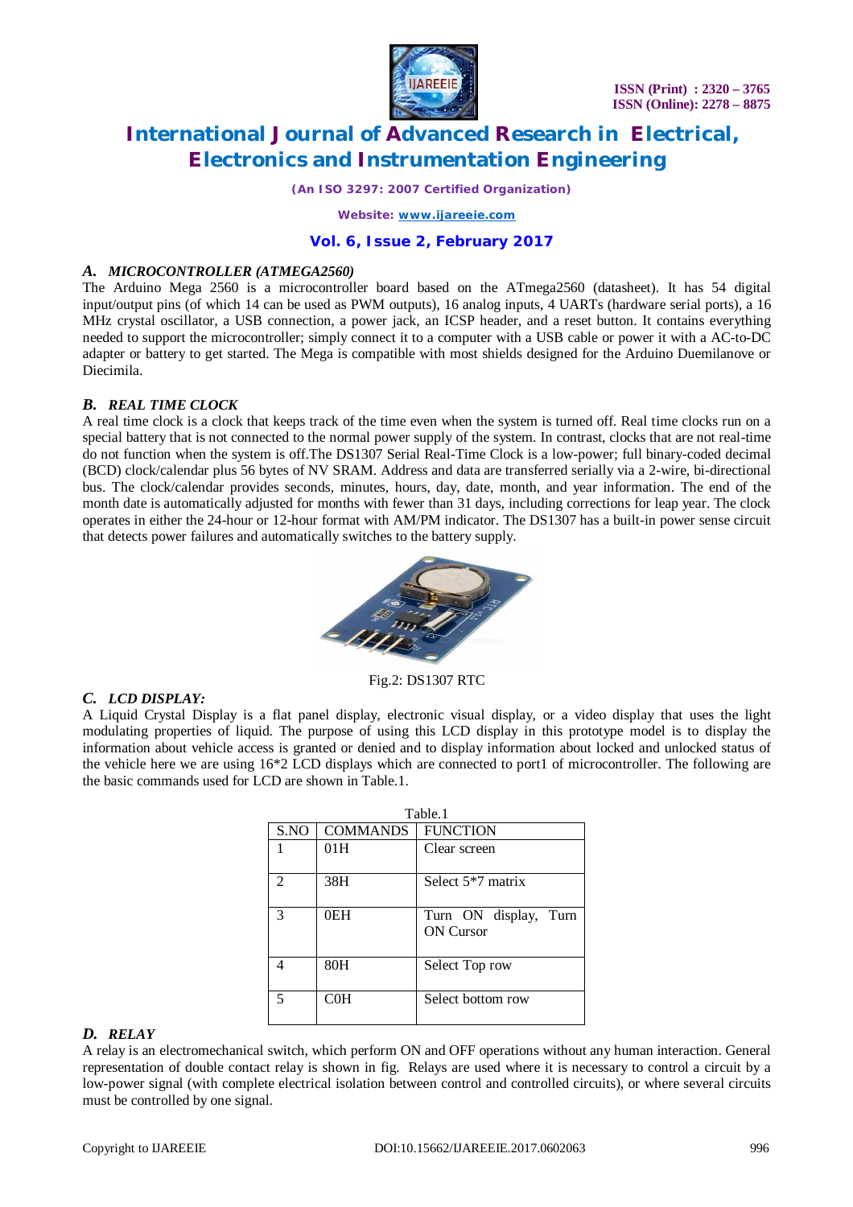### *A. MICROCONTROLLER (ATMEGA2560)*

The Arduino Mega 2560 is a microcontroller board based on the ATmega2560 (datasheet). It has 54 digital input/output pins (of which 14 can be used as PWM outputs), 16 analog inputs, 4 UARTs (hardware serial ports), a 16 MHz crystal oscillator, a USB connection, a power jack, an ICSP header, and a reset button. It contains everything needed to support the microcontroller; simply connect it to a computer with a USB cable or power it with a AC-to-DC adapter or battery to get started. The Mega is compatible with most shields designed for the Arduino Duemilanove or Diecimila.

### *B. REAL TIME CLOCK*

A real time clock is a clock that keeps track of the time even when the system is turned off. Real time clocks run on a special battery that is not connected to the normal power supply of the system. In contrast, clocks that are not real-time do not function when the system is off.The DS1307 Serial Real-Time Clock is a low-power; full binary-coded decimal (BCD) clock/calendar plus 56 bytes of NV SRAM. Address and data are transferred serially via a 2-wire, bi-directional bus. The clock/calendar provides seconds, minutes, hours, day, date, month, and year information. The end of the month date is automatically adjusted for months with fewer than 31 days, including corrections for leap year. The clock operates in either the 24-hour or 12-hour format with AM/PM indicator. The DS1307 has a built-in power sense circuit that detects power failures and automatically switches to the battery supply.

Fig.2: DS1307 RTC

### *C. LCD DISPLAY:*

A Liquid Crystal Display is a flat panel display, electronic visual display, or a video display that uses the light modulating properties of liquid. The purpose of using this LCD display in this prototype model is to display the information about vehicle access is granted or denied and to display information about locked and unlocked status of the vehicle here we are using 16*2 LCD displays which are connected to port1 of microcontroller. The following are the basic commands used for LCD are shown in Table.1.

Table.1

| S.NO | COMMANDS | FUNCTION |
|---|---|---|
| 1 | 01H | Clear screen |
| 2 | 38H | Select 5*7 matrix |
| 3 | 0EH | Turn ON display, Turn ON Cursor |
| 4 | 80H | Select Top row |
| 5 | C0H | Select bottom row |

### *D. RELAY*

A relay is an electromechanical switch, which perform ON and OFF operations without any human interaction. General representation of double contact relay is shown in fig. Relays are used where it is necessary to control a circuit by a low-power signal (with complete electrical isolation between control and controlled circuits), or where several circuits must be controlled by one signal.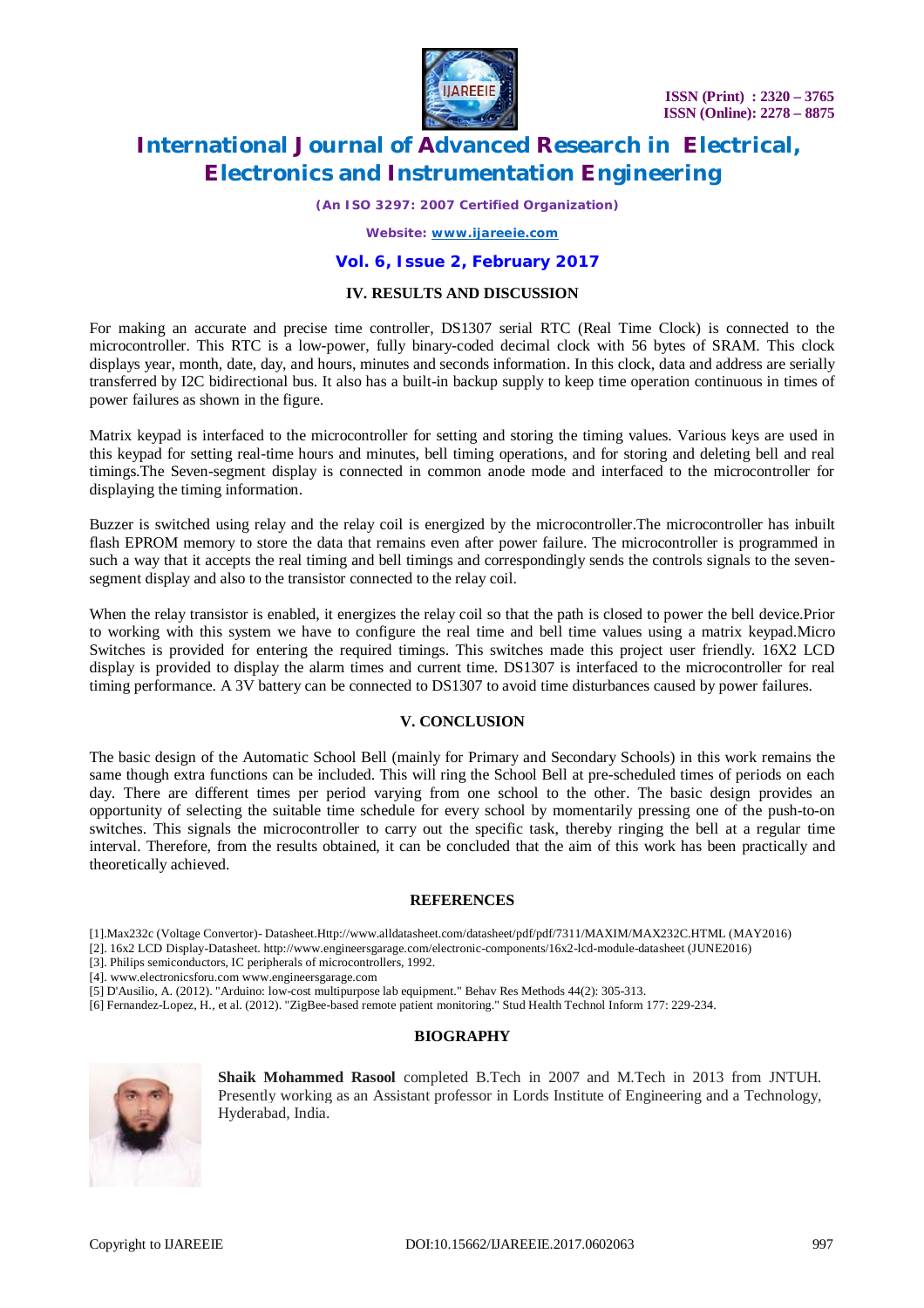## IV. RESULTS AND DISCUSSION

For making an accurate and precise time controller, DS1307 serial RTC (Real Time Clock) is connected to the microcontroller. This RTC is a low-power, fully binary-coded decimal clock with 56 bytes of SRAM. This clock displays year, month, date, day, and hours, minutes and seconds information. In this clock, data and address are serially transferred by I2C bidirectional bus. It also has a built-in backup supply to keep time operation continuous in times of power failures as shown in the figure.

Matrix keypad is interfaced to the microcontroller for setting and storing the timing values. Various keys are used in this keypad for setting real-time hours and minutes, bell timing operations, and for storing and deleting bell and real timings.The Seven-segment display is connected in common anode mode and interfaced to the microcontroller for displaying the timing information.

Buzzer is switched using relay and the relay coil is energized by the microcontroller.The microcontroller has inbuilt flash EPROM memory to store the data that remains even after power failure. The microcontroller is programmed in such a way that it accepts the real timing and bell timings and correspondingly sends the controls signals to the seven-segment display and also to the transistor connected to the relay coil.

When the relay transistor is enabled, it energizes the relay coil so that the path is closed to power the bell device.Prior to working with this system we have to configure the real time and bell time values using a matrix keypad.Micro Switches is provided for entering the required timings. This switches made this project user friendly. 16X2 LCD display is provided to display the alarm times and current time. DS1307 is interfaced to the microcontroller for real timing performance. A 3V battery can be connected to DS1307 to avoid time disturbances caused by power failures.

## V. CONCLUSION

The basic design of the Automatic School Bell (mainly for Primary and Secondary Schools) in this work remains the same though extra functions can be included. This will ring the School Bell at pre-scheduled times of periods on each day. There are different times per period varying from one school to the other. The basic design provides an opportunity of selecting the suitable time schedule for every school by momentarily pressing one of the push-to-on switches. This signals the microcontroller to carry out the specific task, thereby ringing the bell at a regular time interval. Therefore, from the results obtained, it can be concluded that the aim of this work has been practically and theoretically achieved.

## REFERENCES

[1].Max232c (Voltage Convertor)- Datasheet.Http://www.alldatasheet.com/datasheet/pdf/pdf/7311/MAXIM/MAX232C.HTML (MAY2016)
[2]. 16x2 LCD Display-Datasheet. http://www.engineersgarage.com/electronic-components/16x2-lcd-module-datasheet (JUNE2016)
[3]. Philips semiconductors, IC peripherals of microcontrollers, 1992.
[4]. www.electronicsforu.com www.engineersgarage.com
[5] D'Ausilio, A. (2012). "Arduino: low-cost multipurpose lab equipment." Behav Res Methods 44(2): 305-313.
[6] Fernandez-Lopez, H., et al. (2012). "ZigBee-based remote patient monitoring." Stud Health Technol Inform 177: 229-234.

## BIOGRAPHY

**Shaik Mohammed Rasool** completed B.Tech in 2007 and M.Tech in 2013 from JNTUH. Presently working as an Assistant professor in Lords Institute of Engineering and a Technology, Hyderabad, India.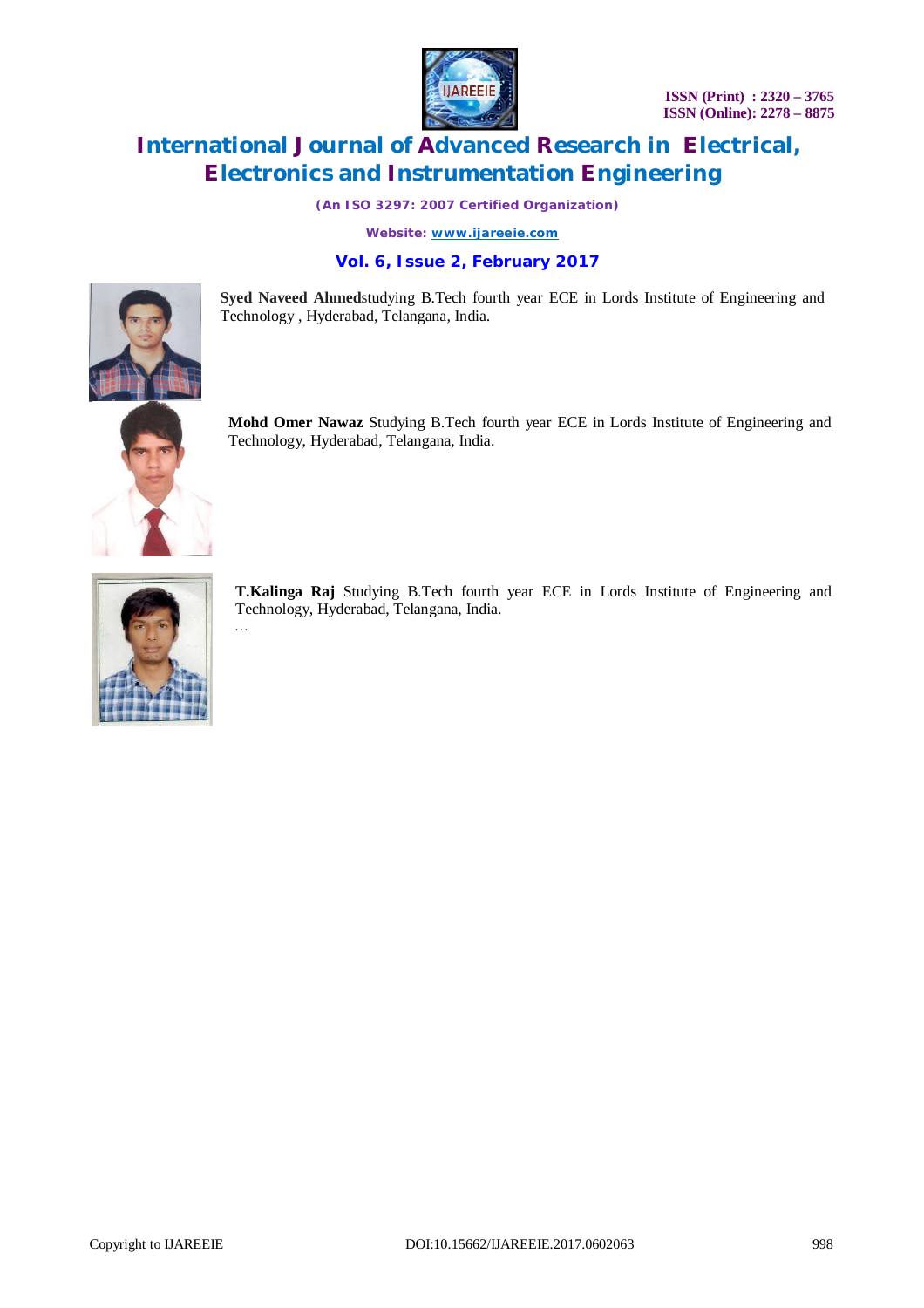**Syed Naveed Ahmed**studying B.Tech fourth year ECE in Lords Institute of Engineering and Technology , Hyderabad, Telangana, India.

**Mohd Omer Nawaz** Studying B.Tech fourth year ECE in Lords Institute of Engineering and Technology, Hyderabad, Telangana, India.

**T.Kalinga Raj** Studying B.Tech fourth year ECE in Lords Institute of Engineering and Technology, Hyderabad, Telangana, India.

…